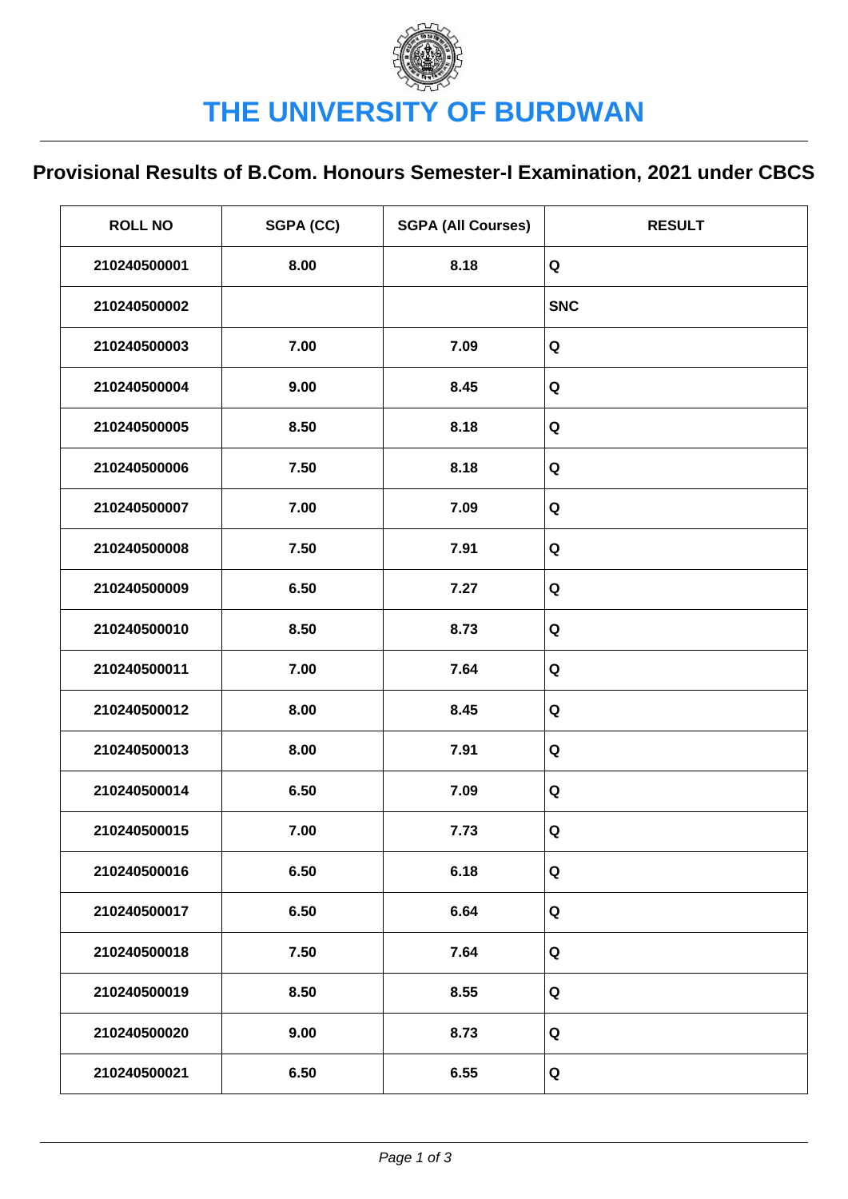# THE UNIVERSITY OF BURDWAN

## Provisional Results of B.Com. Honours Semester-I Examination, 2021 under CBCS

| ROLL NO | SGPA (CC) | SGPA (All Courses) | RESULT |
|---|---|---|---|
| 210240500001 | 8.00 | 8.18 | Q |
| 210240500002 | | | SNC |
| 210240500003 | 7.00 | 7.09 | Q |
| 210240500004 | 9.00 | 8.45 | Q |
| 210240500005 | 8.50 | 8.18 | Q |
| 210240500006 | 7.50 | 8.18 | Q |
| 210240500007 | 7.00 | 7.09 | Q |
| 210240500008 | 7.50 | 7.91 | Q |
| 210240500009 | 6.50 | 7.27 | Q |
| 210240500010 | 8.50 | 8.73 | Q |
| 210240500011 | 7.00 | 7.64 | Q |
| 210240500012 | 8.00 | 8.45 | Q |
| 210240500013 | 8.00 | 7.91 | Q |
| 210240500014 | 6.50 | 7.09 | Q |
| 210240500015 | 7.00 | 7.73 | Q |
| 210240500016 | 6.50 | 6.18 | Q |
| 210240500017 | 6.50 | 6.64 | Q |
| 210240500018 | 7.50 | 7.64 | Q |
| 210240500019 | 8.50 | 8.55 | Q |
| 210240500020 | 9.00 | 8.73 | Q |
| 210240500021 | 6.50 | 6.55 | Q |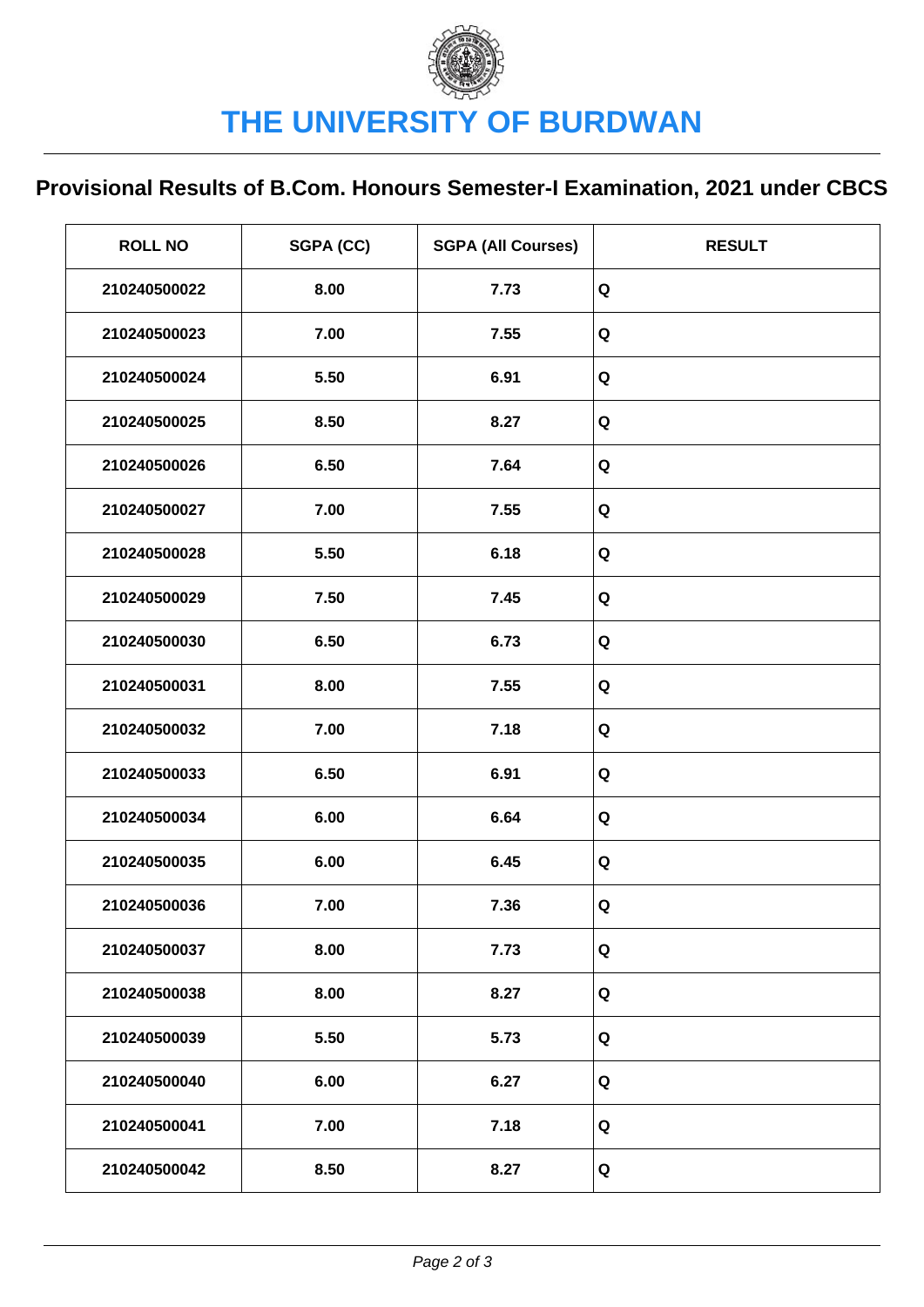# THE UNIVERSITY OF BURDWAN

## Provisional Results of B.Com. Honours Semester-I Examination, 2021 under CBCS

| ROLL NO | SGPA (CC) | SGPA (All Courses) | RESULT |
|---|---|---|---|
| 210240500022 | 8.00 | 7.73 | Q |
| 210240500023 | 7.00 | 7.55 | Q |
| 210240500024 | 5.50 | 6.91 | Q |
| 210240500025 | 8.50 | 8.27 | Q |
| 210240500026 | 6.50 | 7.64 | Q |
| 210240500027 | 7.00 | 7.55 | Q |
| 210240500028 | 5.50 | 6.18 | Q |
| 210240500029 | 7.50 | 7.45 | Q |
| 210240500030 | 6.50 | 6.73 | Q |
| 210240500031 | 8.00 | 7.55 | Q |
| 210240500032 | 7.00 | 7.18 | Q |
| 210240500033 | 6.50 | 6.91 | Q |
| 210240500034 | 6.00 | 6.64 | Q |
| 210240500035 | 6.00 | 6.45 | Q |
| 210240500036 | 7.00 | 7.36 | Q |
| 210240500037 | 8.00 | 7.73 | Q |
| 210240500038 | 8.00 | 8.27 | Q |
| 210240500039 | 5.50 | 5.73 | Q |
| 210240500040 | 6.00 | 6.27 | Q |
| 210240500041 | 7.00 | 7.18 | Q |
| 210240500042 | 8.50 | 8.27 | Q |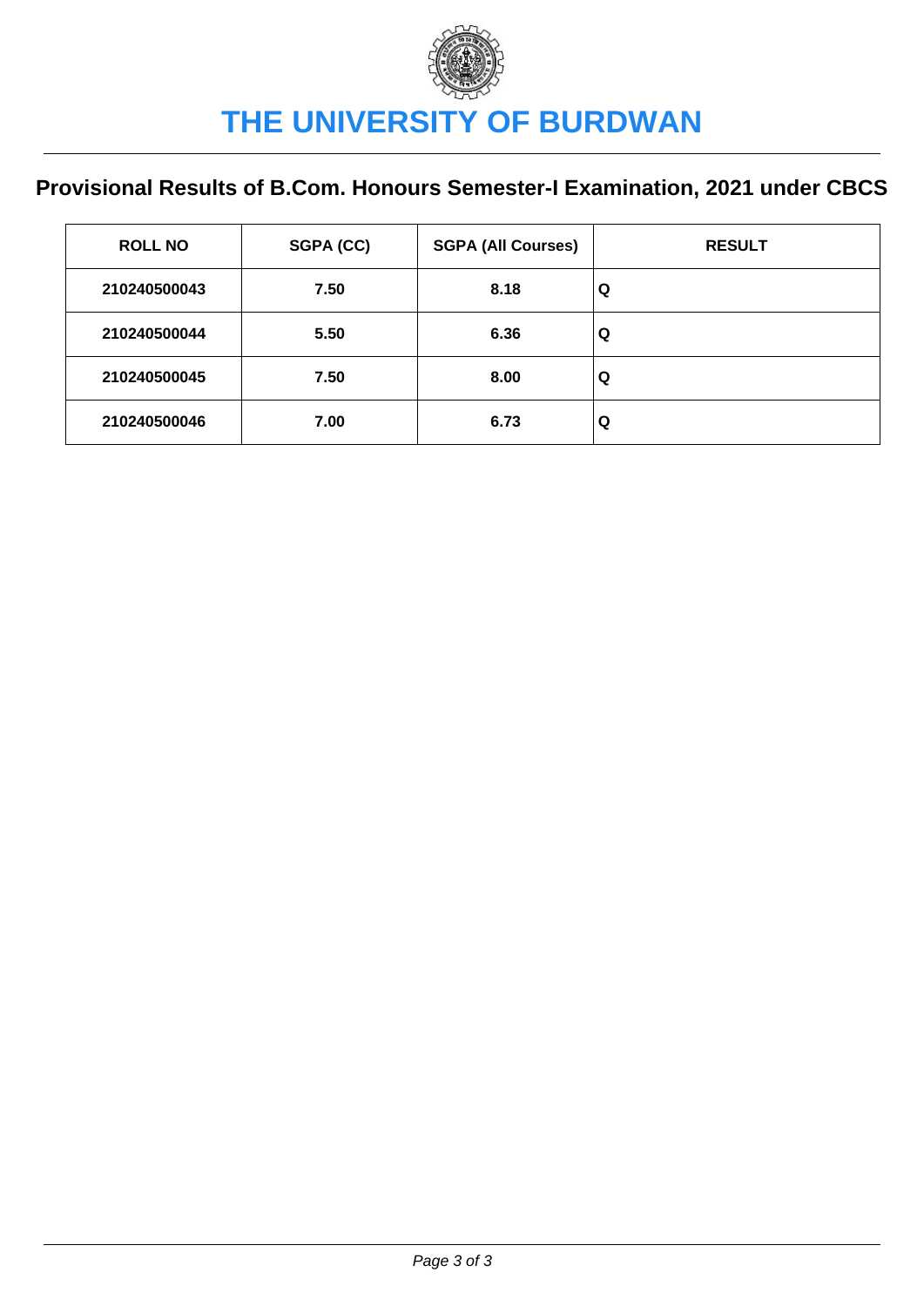# THE UNIVERSITY OF BURDWAN

## Provisional Results of B.Com. Honours Semester-I Examination, 2021 under CBCS

| ROLL NO | SGPA (CC) | SGPA (All Courses) | RESULT |
|---|---|---|---|
| 210240500043 | 7.50 | 8.18 | Q |
| 210240500044 | 5.50 | 6.36 | Q |
| 210240500045 | 7.50 | 8.00 | Q |
| 210240500046 | 7.00 | 6.73 | Q |